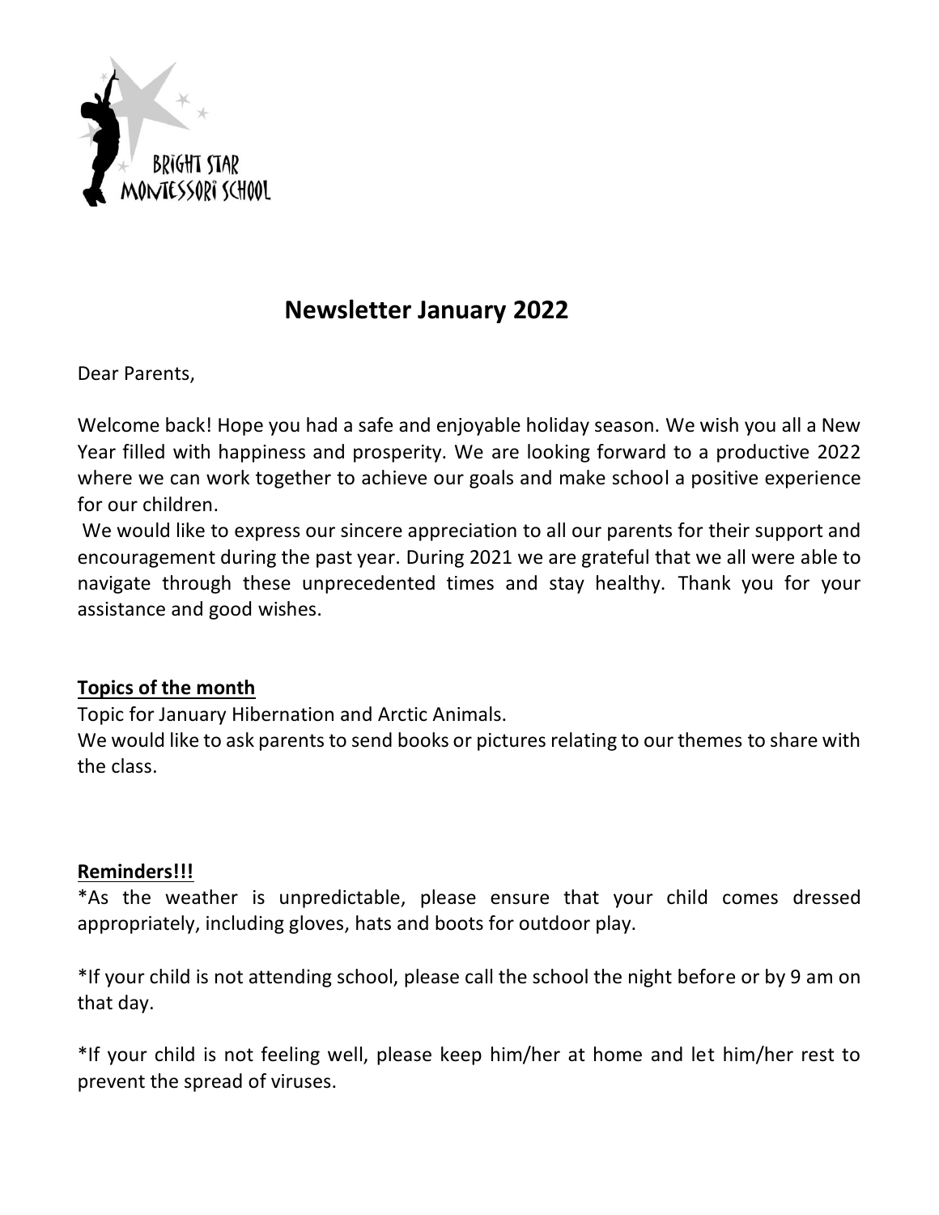BRIGHT STAR
MONTESSORI SCHOOL

# Newsletter January 2022

Dear Parents,

Welcome back! Hope you had a safe and enjoyable holiday season. We wish you all a New Year filled with happiness and prosperity. We are looking forward to a productive 2022 where we can work together to achieve our goals and make school a positive experience for our children.

We would like to express our sincere appreciation to all our parents for their support and encouragement during the past year. During 2021 we are grateful that we all were able to navigate through these unprecedented times and stay healthy. Thank you for your assistance and good wishes.

## Topics of the month

Topic for January Hibernation and Arctic Animals.

We would like to ask parents to send books or pictures relating to our themes to share with the class.

## Reminders!!!

*As the weather is unpredictable, please ensure that your child comes dressed appropriately, including gloves, hats and boots for outdoor play.

*If your child is not attending school, please call the school the night before or by 9 am on that day.

*If your child is not feeling well, please keep him/her at home and let him/her rest to prevent the spread of viruses.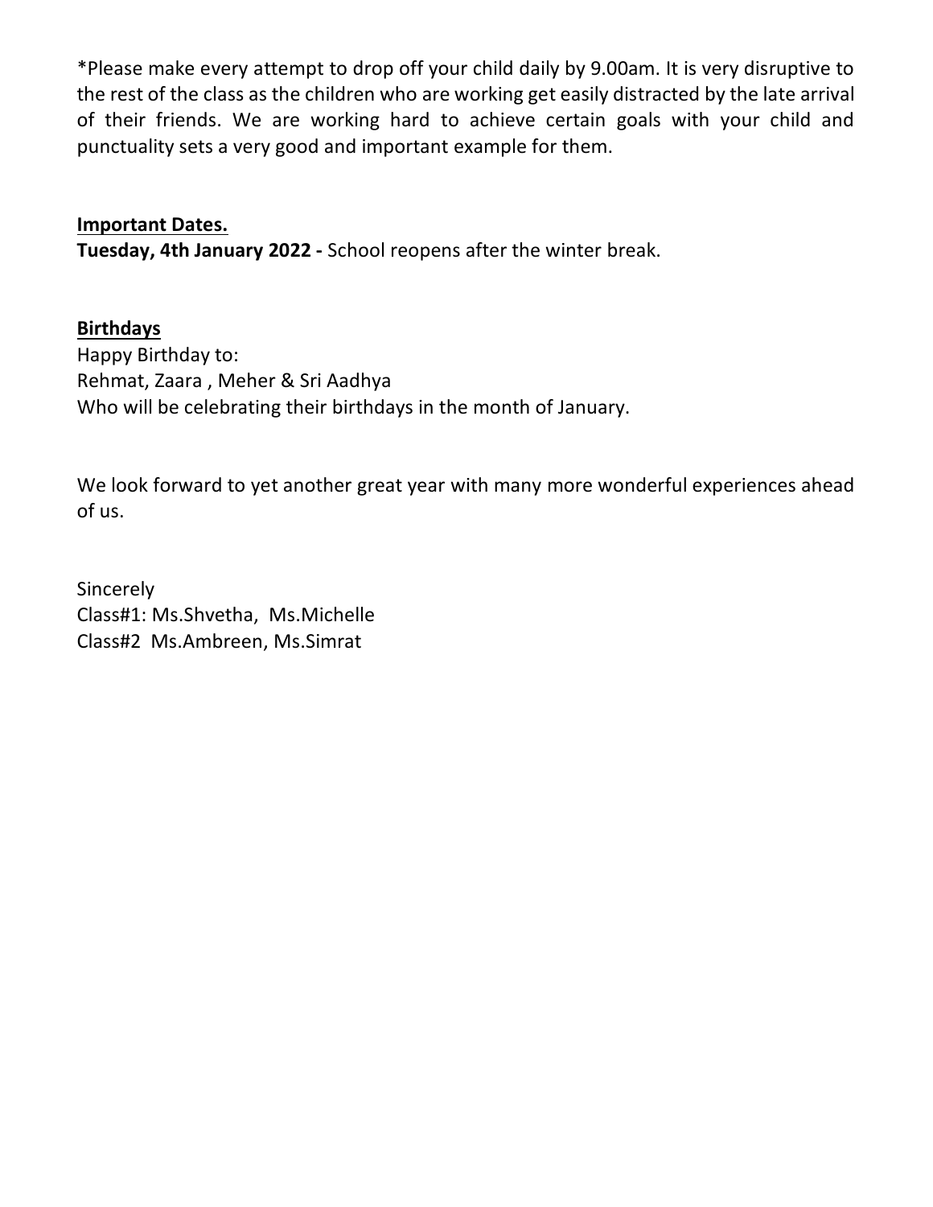*Please make every attempt to drop off your child daily by 9.00am. It is very disruptive to the rest of the class as the children who are working get easily distracted by the late arrival of their friends. We are working hard to achieve certain goals with your child and punctuality sets a very good and important example for them.

**Important Dates.**

**Tuesday, 4th January 2022 -** School reopens after the winter break.

**Birthdays**

Happy Birthday to:
Rehmat, Zaara , Meher & Sri Aadhya
Who will be celebrating their birthdays in the month of January.

We look forward to yet another great year with many more wonderful experiences ahead of us.

Sincerely
Class#1: Ms.Shvetha, Ms.Michelle
Class#2 Ms.Ambreen, Ms.Simrat